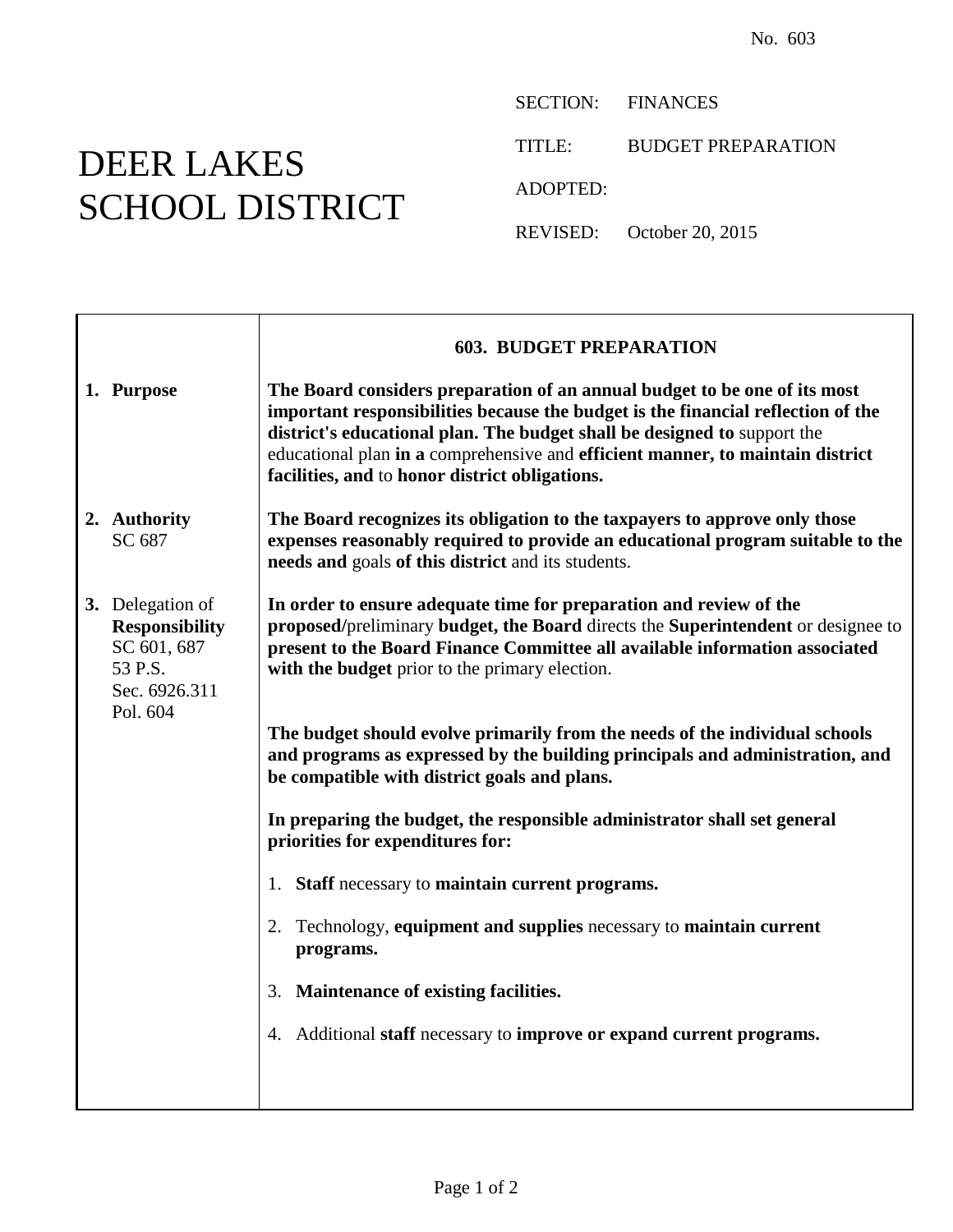No. 603

# DEER LAKES SCHOOL DISTRICT

SECTION: FINANCES

TITLE: BUDGET PREPARATION

ADOPTED:

REVISED: October 20, 2015

## 603. BUDGET PREPARATION

**1. Purpose**

**The Board considers preparation of an annual budget to be one of its most important responsibilities because the budget is the financial reflection of the district's educational plan. The budget shall be designed to** support the educational plan **in a** comprehensive and **efficient manner, to maintain district facilities, and** to **honor district obligations.**

**2. Authority**
SC 687

**The Board recognizes its obligation to the taxpayers to approve only those expenses reasonably required to provide an educational program suitable to the needs and** goals **of this district** and its students.

**3.** Delegation of **Responsibility**
SC 601, 687
53 P.S. Sec. 6926.311
Pol. 604

**In order to ensure adequate time for preparation and review of the proposed/**preliminary **budget, the Board** directs the **Superintendent** or designee to **present to the Board Finance Committee all available information associated with the budget** prior to the primary election.

**The budget should evolve primarily from the needs of the individual schools and programs as expressed by the building principals and administration, and be compatible with district goals and plans.**

**In preparing the budget, the responsible administrator shall set general priorities for expenditures for:**

1. **Staff** necessary to **maintain current programs.**
2. Technology, **equipment and supplies** necessary to **maintain current programs.**
3. **Maintenance of existing facilities.**
4. Additional **staff** necessary to **improve or expand current programs.**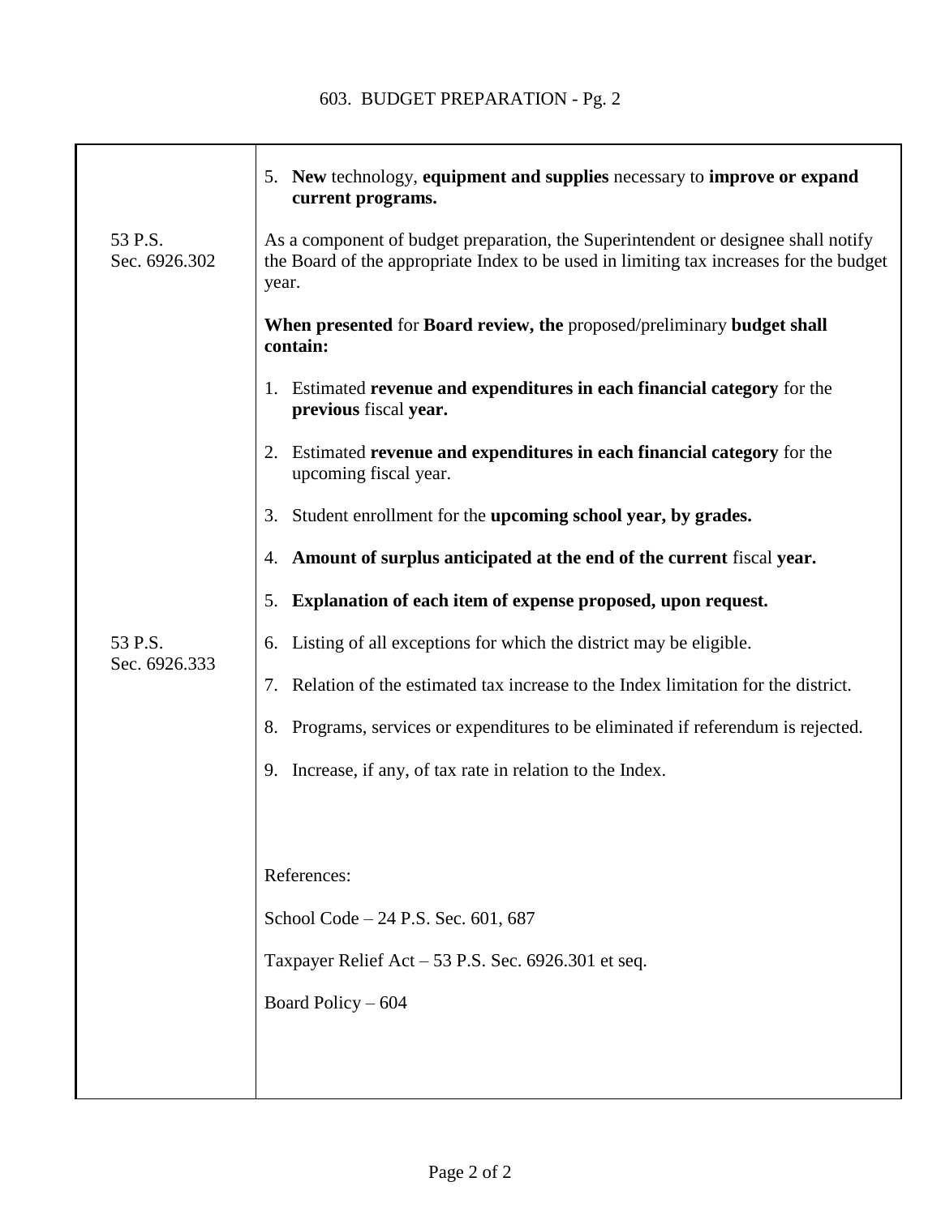5. **New** technology, **equipment and supplies** necessary to **improve or expand current programs.**

53 P.S. Sec. 6926.302

As a component of budget preparation, the Superintendent or designee shall notify the Board of the appropriate Index to be used in limiting tax increases for the budget year.

**When presented** for **Board review, the** proposed/preliminary **budget shall contain:**

1. Estimated **revenue and expenditures in each financial category** for the **previous** fiscal **year.**
2. Estimated **revenue and expenditures in each financial category** for the upcoming fiscal year.
3. Student enrollment for the **upcoming school year, by grades.**
4. **Amount of surplus anticipated at the end of the current** fiscal **year.**
5. **Explanation of each item of expense proposed, upon request.**
6. Listing of all exceptions for which the district may be eligible.
7. Relation of the estimated tax increase to the Index limitation for the district.
8. Programs, services or expenditures to be eliminated if referendum is rejected.
9. Increase, if any, of tax rate in relation to the Index.

53 P.S. Sec. 6926.333

References:

School Code – 24 P.S. Sec. 601, 687

Taxpayer Relief Act – 53 P.S. Sec. 6926.301 et seq.

Board Policy – 604